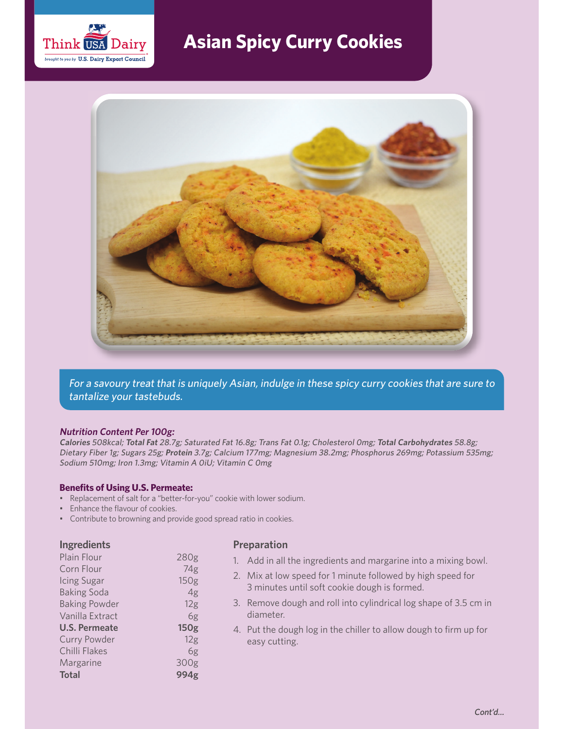# Asian Spicy Curry Cookies

*For a savoury treat that is uniquely Asian, indulge in these spicy curry cookies that are sure to tantalize your tastebuds.*

***Nutrition Content Per 100g:***

***Calories** 508kcal; **Total Fat** 28.7g; Saturated Fat 16.8g; Trans Fat 0.1g; Cholesterol 0mg; **Total Carbohydrates** 58.8g; Dietary Fiber 1g; Sugars 25g; **Protein** 3.7g; Calcium 177mg; Magnesium 38.2mg; Phosphorus 269mg; Potassium 535mg; Sodium 510mg; Iron 1.3mg; Vitamin A 0iU; Vitamin C 0mg*

**Benefits of Using U.S. Permeate:**

- Replacement of salt for a "better-for-you" cookie with lower sodium.
- Enhance the flavour of cookies.
- Contribute to browning and provide good spread ratio in cookies.

## Ingredients

| Ingredient | Amount |
| --- | --- |
| Plain Flour | 280g |
| Corn Flour | 74g |
| Icing Sugar | 150g |
| Baking Soda | 4g |
| Baking Powder | 12g |
| Vanilla Extract | 6g |
| **U.S. Permeate** | **150g** |
| Curry Powder | 12g |
| Chilli Flakes | 6g |
| Margarine | 300g |
| **Total** | **994g** |

## Preparation

1. Add in all the ingredients and margarine into a mixing bowl.
2. Mix at low speed for 1 minute followed by high speed for 3 minutes until soft cookie dough is formed.
3. Remove dough and roll into cylindrical log shape of 3.5 cm in diameter.
4. Put the dough log in the chiller to allow dough to firm up for easy cutting.

*Cont'd...*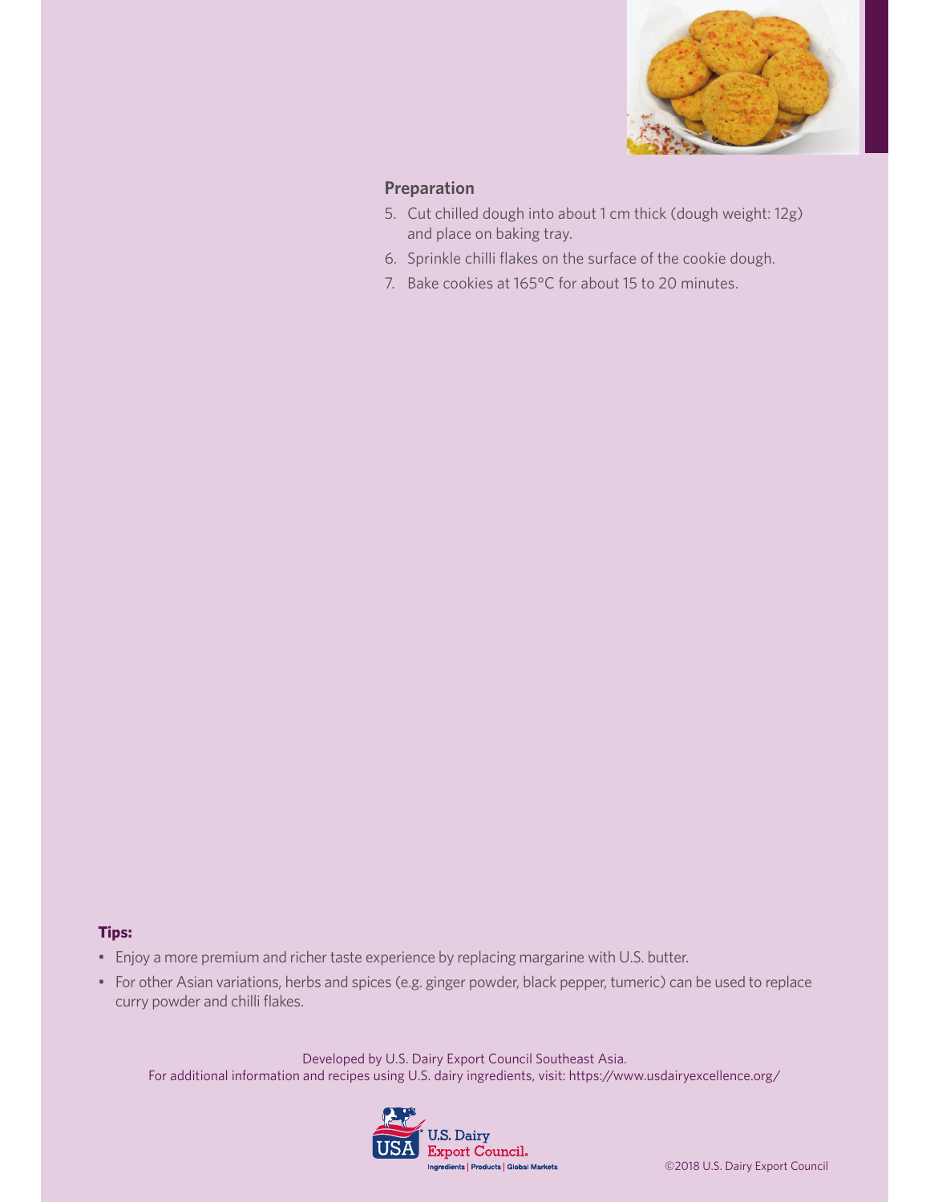## Preparation

5. Cut chilled dough into about 1 cm thick (dough weight: 12g) and place on baking tray.
6. Sprinkle chilli flakes on the surface of the cookie dough.
7. Bake cookies at 165°C for about 15 to 20 minutes.

**Tips:**

- Enjoy a more premium and richer taste experience by replacing margarine with U.S. butter.
- For other Asian variations, herbs and spices (e.g. ginger powder, black pepper, tumeric) can be used to replace curry powder and chilli flakes.

Developed by U.S. Dairy Export Council Southeast Asia.
For additional information and recipes using U.S. dairy ingredients, visit: https://www.usdairyexcellence.org/

U.S. Dairy Export Council.
Ingredients | Products | Global Markets

©2018 U.S. Dairy Export Council